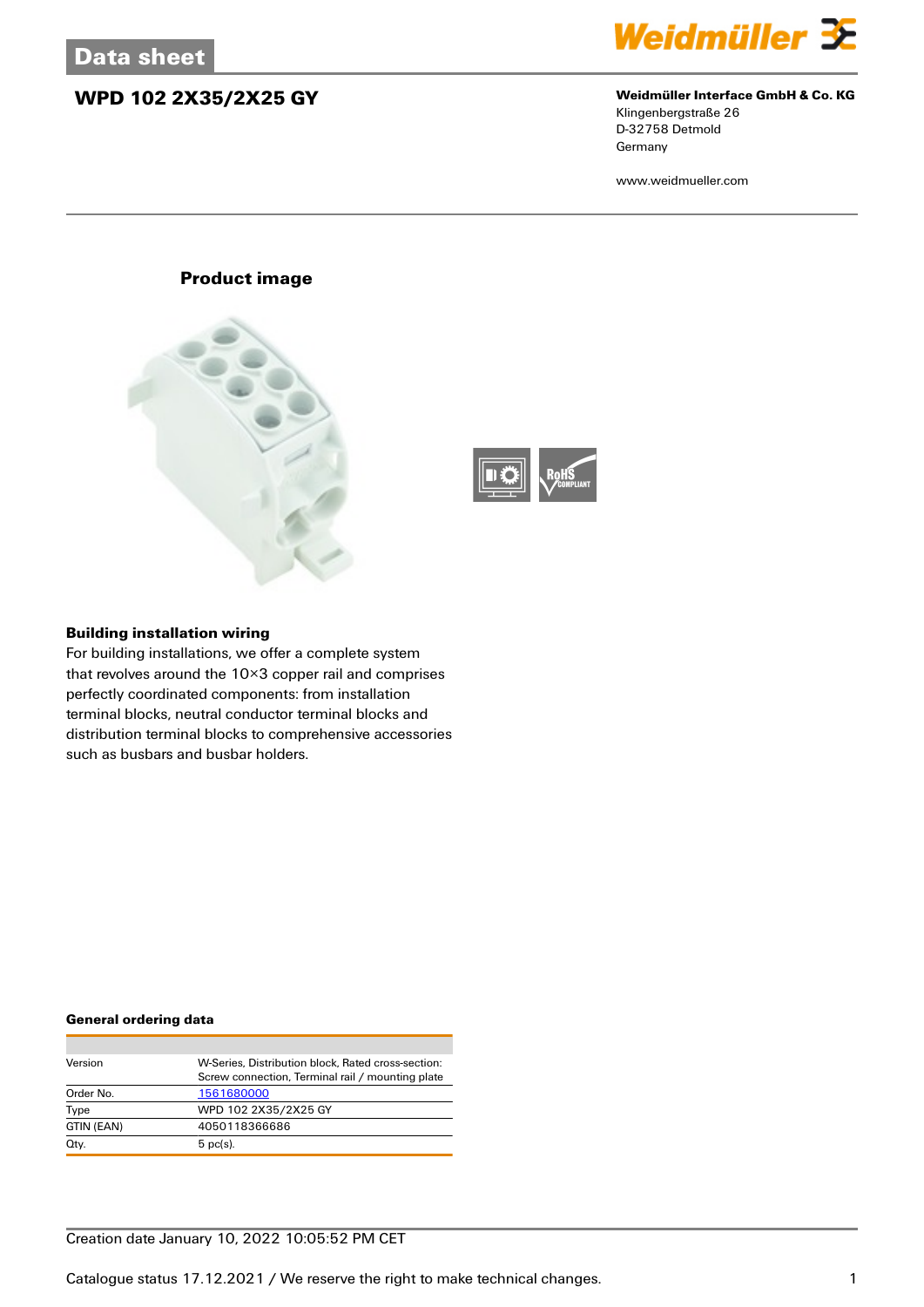## Data sheet

# WPD 102 2X35/2X25 GY

**Weidmüller Interface GmbH & Co. KG**
Klingenbergstraße 26
D-32758 Detmold
Germany

www.weidmueller.com

### Product image

### Building installation wiring

For building installations, we offer a complete system that revolves around the 10×3 copper rail and comprises perfectly coordinated components: from installation terminal blocks, neutral conductor terminal blocks and distribution terminal blocks to comprehensive accessories such as busbars and busbar holders.

### General ordering data

| | |
|---|---|
| Version | W-Series, Distribution block, Rated cross-section: Screw connection, Terminal rail / mounting plate |
| Order No. | 1561680000 |
| Type | WPD 102 2X35/2X25 GY |
| GTIN (EAN) | 4050118366686 |
| Qty. | 5 pc(s). |

Creation date January 10, 2022 10:05:52 PM CET

Catalogue status 17.12.2021 / We reserve the right to make technical changes.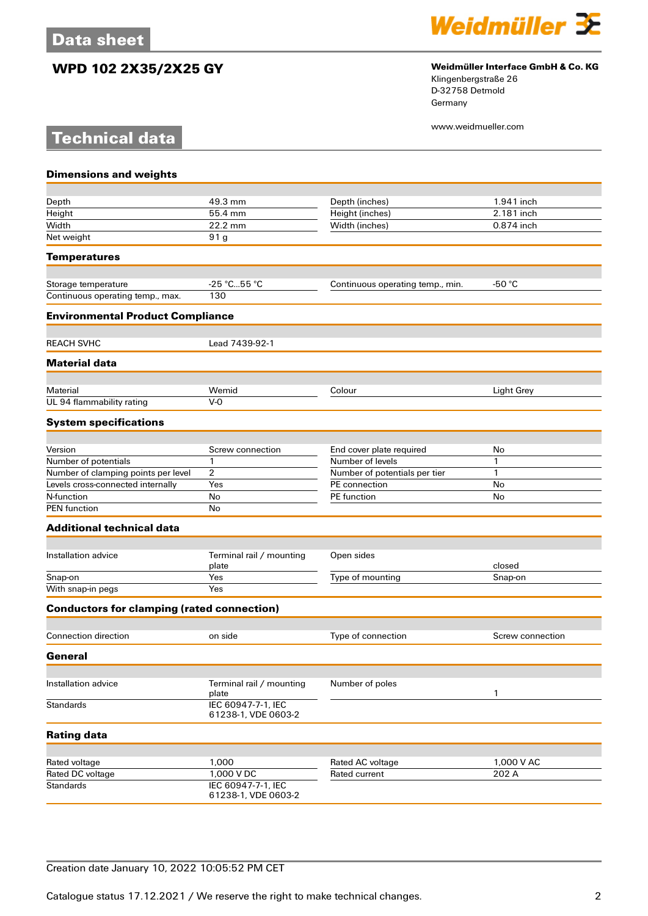# WPD 102 2X35/2X25 GY

**Weidmüller Interface GmbH & Co. KG**
Klingenbergstraße 26
D-32758 Detmold
Germany

www.weidmueller.com

## Technical data

### Dimensions and weights

| | | | |
|---|---|---|---|
| Depth | 49.3 mm | Depth (inches) | 1.941 inch |
| Height | 55.4 mm | Height (inches) | 2.181 inch |
| Width | 22.2 mm | Width (inches) | 0.874 inch |
| Net weight | 91 g | | |

### Temperatures

| | | | |
|---|---|---|---|
| Storage temperature | -25 °C...55 °C | Continuous operating temp., min. | -50 °C |
| Continuous operating temp., max. | 130 | | |

### Environmental Product Compliance

| | |
|---|---|
| REACH SVHC | Lead 7439-92-1 |

### Material data

| | | | |
|---|---|---|---|
| Material | Wemid | Colour | Light Grey |
| UL 94 flammability rating | V-0 | | |

### System specifications

| | | | |
|---|---|---|---|
| Version | Screw connection | End cover plate required | No |
| Number of potentials | 1 | Number of levels | 1 |
| Number of clamping points per level | 2 | Number of potentials per tier | 1 |
| Levels cross-connected internally | Yes | PE connection | No |
| N-function | No | PE function | No |
| PEN function | No | | |

### Additional technical data

| | | | |
|---|---|---|---|
| Installation advice | Terminal rail / mounting plate | Open sides | closed |
| Snap-on | Yes | Type of mounting | Snap-on |
| With snap-in pegs | Yes | | |

### Conductors for clamping (rated connection)

| | | | |
|---|---|---|---|
| Connection direction | on side | Type of connection | Screw connection |

### General

| | | | |
|---|---|---|---|
| Installation advice | Terminal rail / mounting plate | Number of poles | 1 |
| Standards | IEC 60947-7-1, IEC 61238-1, VDE 0603-2 | | |

### Rating data

| | | | |
|---|---|---|---|
| Rated voltage | 1,000 | Rated AC voltage | 1,000 V AC |
| Rated DC voltage | 1,000 V DC | Rated current | 202 A |
| Standards | IEC 60947-7-1, IEC 61238-1, VDE 0603-2 | | |

Creation date January 10, 2022 10:05:52 PM CET

Catalogue status 17.12.2021 / We reserve the right to make technical changes.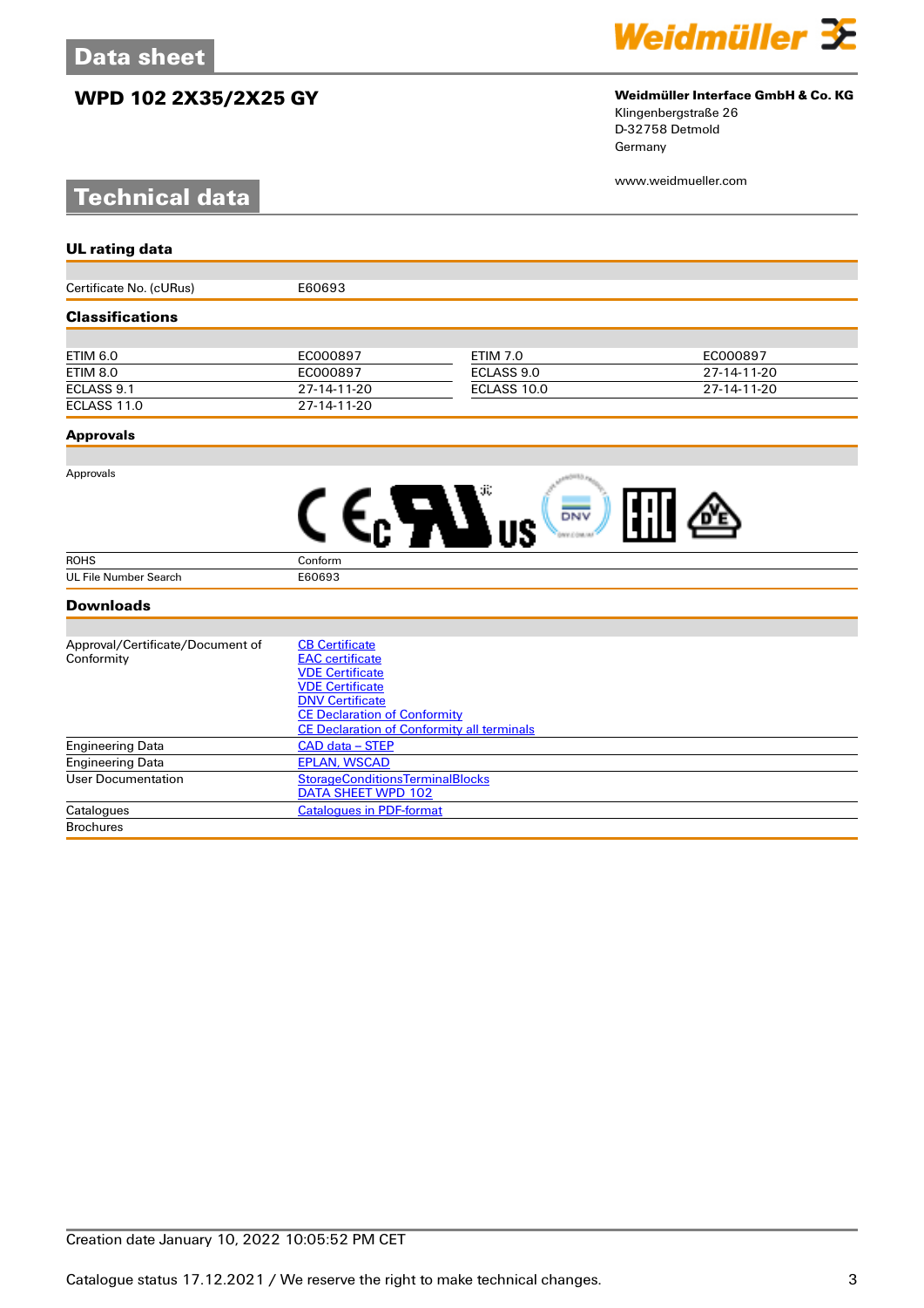# Data sheet

## WPD 102 2X35/2X25 GY

**Weidmüller Interface GmbH & Co. KG**
Klingenbergstraße 26
D-32758 Detmold
Germany

www.weidmueller.com

# Technical data

### UL rating data

| | |
|---|---|
| Certificate No. (cURus) | E60693 |

### Classifications

| | | | |
|---|---|---|---|
| ETIM 6.0 | EC000897 | ETIM 7.0 | EC000897 |
| ETIM 8.0 | EC000897 | ECLASS 9.0 | 27-14-11-20 |
| ECLASS 9.1 | 27-14-11-20 | ECLASS 10.0 | 27-14-11-20 |
| ECLASS 11.0 | 27-14-11-20 | | |

### Approvals

| | |
|---|---|
| Approvals | |
| ROHS | Conform |
| UL File Number Search | E60693 |

### Downloads

| | |
|---|---|
| Approval/Certificate/Document of Conformity | CB Certificate<br>EAC certificate<br>VDE Certificate<br>VDE Certificate<br>DNV Certificate<br>CE Declaration of Conformity<br>CE Declaration of Conformity all terminals |
| Engineering Data | CAD data – STEP |
| Engineering Data | EPLAN, WSCAD |
| User Documentation | StorageConditionsTerminalBlocks<br>DATA SHEET WPD 102 |
| Catalogues | Catalogues in PDF-format |
| Brochures | |

Creation date January 10, 2022 10:05:52 PM CET

Catalogue status 17.12.2021 / We reserve the right to make technical changes.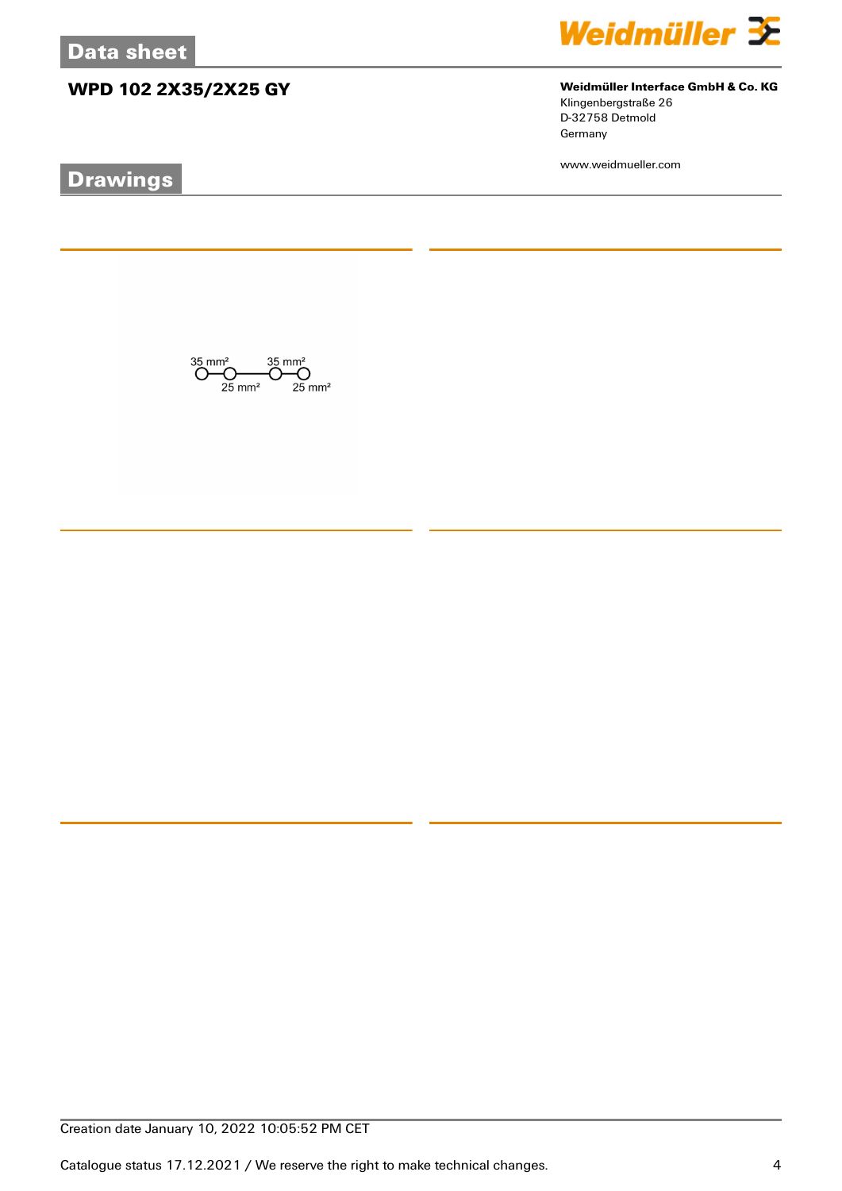## Data sheet

### WPD 102 2X35/2X25 GY

**Weidmüller Interface GmbH & Co. KG**
Klingenbergstraße 26
D-32758 Detmold
Germany

www.weidmueller.com

## Drawings

35 mm² 35 mm²
25 mm² 25 mm²

Creation date January 10, 2022 10:05:52 PM CET

Catalogue status 17.12.2021 / We reserve the right to make technical changes.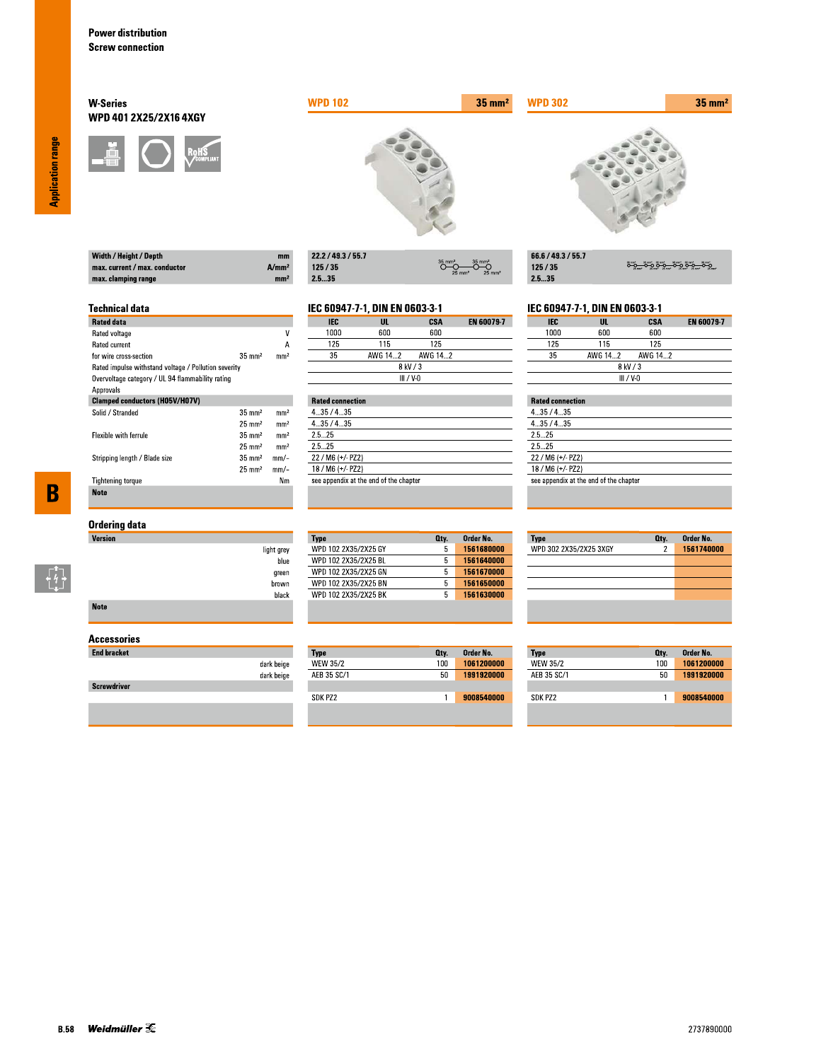Power distribution
Screw connection

## W-Series
### WPD 401 2X25/2X16 4XGY

| | | WPD 102 35 mm² | WPD 302 35 mm² |
|---|---|---|---|
| Width / Height / Depth | mm | 22.2 / 49.3 / 55.7 | 66.6 / 49.3 / 55.7 |
| max. current / max. conductor | A/mm² | 125 / 35 | 125 / 35 |
| max. clamping range | mm² | 2.5...35 | 2.5...35 |

## Technical data

**WPD 102:** IEC 60947-7-1, DIN EN 0603-3-1

**WPD 302:** IEC 60947-7-1, DIN EN 0603-3-1

| Rated data | | | WPD 102 IEC | WPD 102 UL | WPD 102 CSA | WPD 102 EN 60079-7 | WPD 302 IEC | WPD 302 UL | WPD 302 CSA | WPD 302 EN 60079-7 |
|---|---|---|---|---|---|---|---|---|---|---|
| Rated voltage | | V | 1000 | 600 | 600 | | 1000 | 600 | 600 | |
| Rated current | | A | 125 | 115 | 125 | | 125 | 115 | 125 | |
| for wire cross-section | 35 mm² | mm² | 35 | AWG 14...2 | AWG 14...2 | | 35 | AWG 14...2 | AWG 14...2 | |
| Rated impulse withstand voltage / Pollution severity | | | 8 kV / 3 | | | | 8 kV / 3 | | | |
| Overvoltage category / UL 94 flammability rating | | | III / V-0 | | | | III / V-0 | | | |
| Approvals | | | | | | | | | | |

| Clamped conductors (H05V/H07V) | | | WPD 102 Rated connection | WPD 302 Rated connection |
|---|---|---|---|---|
| Solid / Stranded | 35 mm² | mm² | 4...35 / 4...35 | 4...35 / 4...35 |
| | 25 mm² | mm² | 4...35 / 4...35 | 4...35 / 4...35 |
| Flexible with ferrule | 35 mm² | mm² | 2.5...25 | 2.5...25 |
| | 25 mm² | mm² | 2.5...25 | 2.5...25 |
| Stripping length / Blade size | 35 mm² | mm/– | 22 / M6 (+/- PZ2) | 22 / M6 (+/- PZ2) |
| | 25 mm² | mm/– | 18 / M6 (+/- PZ2) | 18 / M6 (+/- PZ2) |
| Tightening torque | | Nm | see appendix at the end of the chapter | see appendix at the end of the chapter |
| **Note** | | | | |

## Ordering data

| Version | WPD 102 Type | Qty. | Order No. | WPD 302 Type | Qty. | Order No. |
|---|---|---|---|---|---|---|
| light grey | WPD 102 2X35/2X25 GY | 5 | 1561680000 | WPD 302 2X35/2X25 3XGY | 2 | 1561740000 |
| blue | WPD 102 2X35/2X25 BL | 5 | 1561640000 | | | |
| green | WPD 102 2X35/2X25 GN | 5 | 1561670000 | | | |
| brown | WPD 102 2X35/2X25 BN | 5 | 1561650000 | | | |
| black | WPD 102 2X35/2X25 BK | 5 | 1561630000 | | | |
| **Note** | | | | | | |

## Accessories

| | WPD 102 Type | Qty. | Order No. | WPD 302 Type | Qty. | Order No. |
|---|---|---|---|---|---|---|
| **End bracket** | | | | | | |
| dark beige | WEW 35/2 | 100 | 1061200000 | WEW 35/2 | 100 | 1061200000 |
| dark beige | AEB 35 SC/1 | 50 | 1991920000 | AEB 35 SC/1 | 50 | 1991920000 |
| **Screwdriver** | SDK PZ2 | 1 | 9008540000 | SDK PZ2 | 1 | 9008540000 |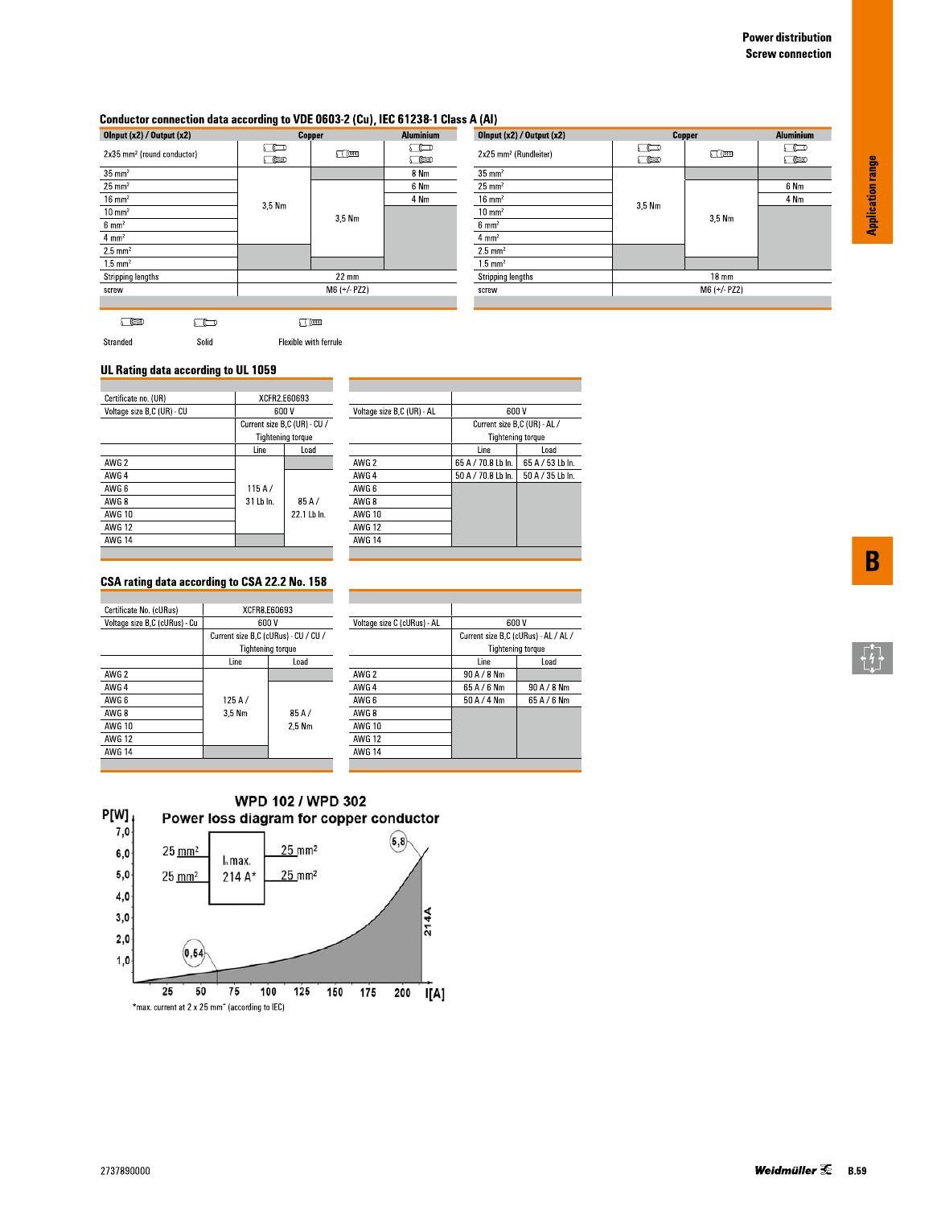## Conductor connection data according to VDE 0603-2 (Cu), IEC 61238-1 Class A (Al)

| OInput (x2) / Output (x2) | Copper | | Aluminium |
|---|---|---|---|
| 2x35 mm² (round conductor) | Solid / Stranded | Flexible with ferrule | Solid / Stranded |
| 35 mm² | 3,5 Nm | | 8 Nm |
| 25 mm² | 3,5 Nm | 3,5 Nm | 6 Nm |
| 16 mm² | 3,5 Nm | 3,5 Nm | 4 Nm |
| 10 mm² | 3,5 Nm | 3,5 Nm | |
| 6 mm² | 3,5 Nm | 3,5 Nm | |
| 4 mm² | 3,5 Nm | 3,5 Nm | |
| 2.5 mm² | | 3,5 Nm | |
| 1.5 mm² | | | |
| Stripping lengths | 22 mm | | |
| screw | M6 (+/- PZ2) | | |

| OInput (x2) / Output (x2) | Copper | | Aluminium |
|---|---|---|---|
| 2x25 mm² (Rundleiter) | Solid / Stranded | Flexible with ferrule | Solid / Stranded |
| 35 mm² | 3,5 Nm | | |
| 25 mm² | 3,5 Nm | 3,5 Nm | 6 Nm |
| 16 mm² | 3,5 Nm | 3,5 Nm | 4 Nm |
| 10 mm² | 3,5 Nm | 3,5 Nm | |
| 6 mm² | 3,5 Nm | 3,5 Nm | |
| 4 mm² | 3,5 Nm | 3,5 Nm | |
| 2.5 mm² | | 3,5 Nm | |
| 1.5 mm² | | | |
| Stripping lengths | 18 mm | | |
| screw | M6 (+/- PZ2) | | |

Stranded Solid Flexible with ferrule

## UL Rating data according to UL 1059

| | | |
|---|---|---|
| Certificate no. (UR) | XCFR2.E60693 | |
| Voltage size B,C (UR) - CU | 600 V | |
| | Current size B,C (UR) - CU / Tightening torque | |
| | Line | Load |
| AWG 2 | 115 A / 31 Lb In. | |
| AWG 4 | 115 A / 31 Lb In. | 85 A / 22.1 Lb In. |
| AWG 6 | 115 A / 31 Lb In. | 85 A / 22.1 Lb In. |
| AWG 8 | 115 A / 31 Lb In. | 85 A / 22.1 Lb In. |
| AWG 10 | 115 A / 31 Lb In. | 85 A / 22.1 Lb In. |
| AWG 12 | 115 A / 31 Lb In. | 85 A / 22.1 Lb In. |
| AWG 14 | | 85 A / 22.1 Lb In. |

| | | |
|---|---|---|
| Voltage size B,C (UR) - AL | 600 V | |
| | Current size B,C (UR) - AL / Tightening torque | |
| | Line | Load |
| AWG 2 | 65 A / 70.8 Lb In. | 65 A / 53 Lb In. |
| AWG 4 | 50 A / 70.8 Lb In. | 50 A / 35 Lb In. |
| AWG 6 | | |
| AWG 8 | | |
| AWG 10 | | |
| AWG 12 | | |
| AWG 14 | | |

## CSA rating data according to CSA 22.2 No. 158

| | | |
|---|---|---|
| Certificate No. (cURus) | XCFR8.E60693 | |
| Voltage size B,C (cURus) - Cu | 600 V | |
| | Current size B,C (cURus) - CU / CU / Tightening torque | |
| | Line | Load |
| AWG 2 | 125 A / 3,5 Nm | |
| AWG 4 | 125 A / 3,5 Nm | 85 A / 2,5 Nm |
| AWG 6 | 125 A / 3,5 Nm | 85 A / 2,5 Nm |
| AWG 8 | 125 A / 3,5 Nm | 85 A / 2,5 Nm |
| AWG 10 | 125 A / 3,5 Nm | 85 A / 2,5 Nm |
| AWG 12 | 125 A / 3,5 Nm | 85 A / 2,5 Nm |
| AWG 14 | | 85 A / 2,5 Nm |

| | | |
|---|---|---|
| Voltage size C (cURus) - AL | 600 V | |
| | Current size B,C (cURus) - AL / AL / Tightening torque | |
| | Line | Load |
| AWG 2 | 90 A / 8 Nm | |
| AWG 4 | 65 A / 6 Nm | 90 A / 8 Nm |
| AWG 6 | 50 A / 4 Nm | 65 A / 6 Nm |
| AWG 8 | | |
| AWG 10 | | |
| AWG 12 | | |
| AWG 14 | | |

WPD 102 / WPD 302
Power loss diagram for copper conductor

P[W]
7,0
6,0
5,0
4,0
3,0
2,0
1,0

25 mm² 25 mm²
25 mm² 25 mm²
$I_n$ max.
214 A*

5,8
0,54
214A

25 50 75 100 125 150 175 200 I[A]

*max. current at 2 x 25 mm² (according to IEC)

2737890000